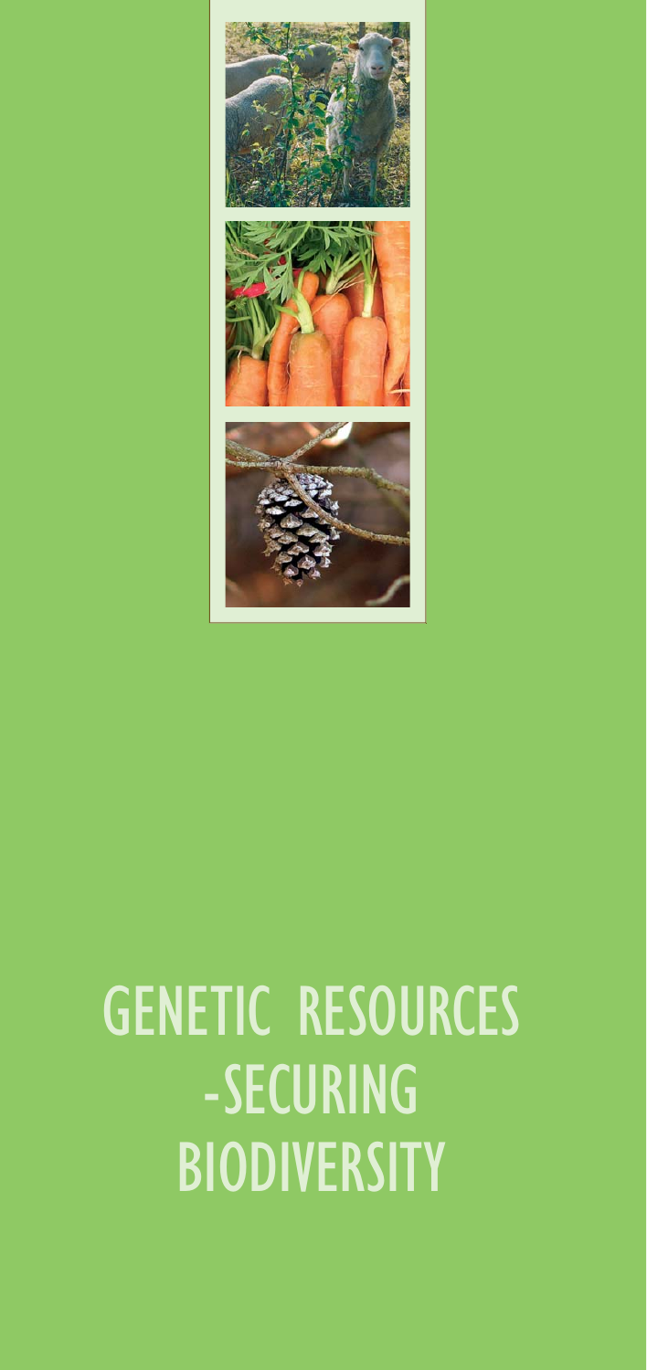# GENETIC RESOURCES -SECURING BIODIVERSITY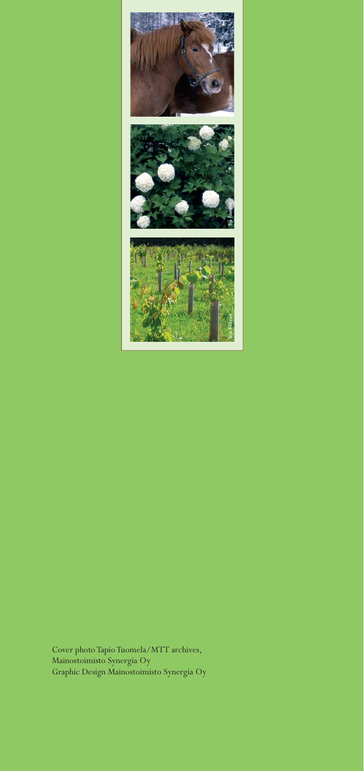Cover photo Tapio Tuomela/MTT archives, Mainostoimisto Synergia Oy
Graphic Design Mainostoimisto Synergia Oy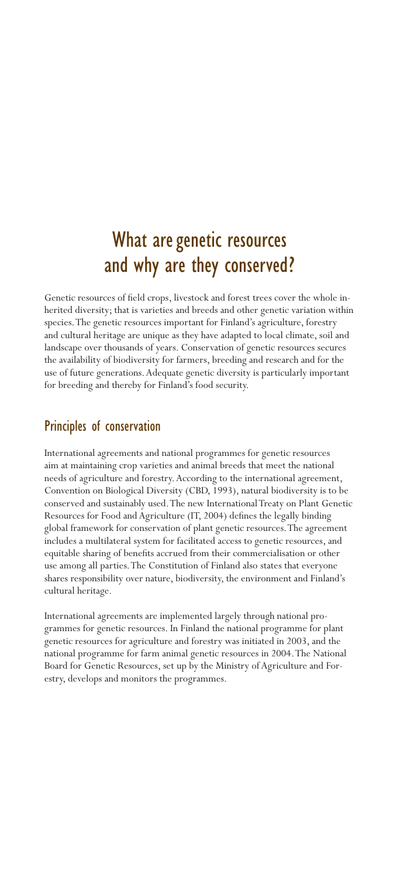# What are genetic resources and why are they conserved?

Genetic resources of field crops, livestock and forest trees cover the whole inherited diversity; that is varieties and breeds and other genetic variation within species. The genetic resources important for Finland's agriculture, forestry and cultural heritage are unique as they have adapted to local climate, soil and landscape over thousands of years. Conservation of genetic resources secures the availability of biodiversity for farmers, breeding and research and for the use of future generations. Adequate genetic diversity is particularly important for breeding and thereby for Finland's food security.

## Principles of conservation

International agreements and national programmes for genetic resources aim at maintaining crop varieties and animal breeds that meet the national needs of agriculture and forestry. According to the international agreement, Convention on Biological Diversity (CBD, 1993), natural biodiversity is to be conserved and sustainably used. The new International Treaty on Plant Genetic Resources for Food and Agriculture (IT, 2004) defines the legally binding global framework for conservation of plant genetic resources. The agreement includes a multilateral system for facilitated access to genetic resources, and equitable sharing of benefits accrued from their commercialisation or other use among all parties. The Constitution of Finland also states that everyone shares responsibility over nature, biodiversity, the environment and Finland's cultural heritage.

International agreements are implemented largely through national programmes for genetic resources. In Finland the national programme for plant genetic resources for agriculture and forestry was initiated in 2003, and the national programme for farm animal genetic resources in 2004. The National Board for Genetic Resources, set up by the Ministry of Agriculture and Forestry, develops and monitors the programmes.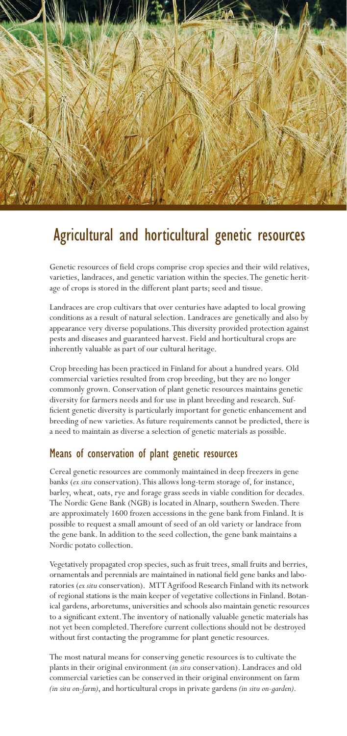# Agricultural and horticultural genetic resources

Genetic resources of field crops comprise crop species and their wild relatives, varieties, landraces, and genetic variation within the species. The genetic heritage of crops is stored in the different plant parts; seed and tissue.

Landraces are crop cultivars that over centuries have adapted to local growing conditions as a result of natural selection. Landraces are genetically and also by appearance very diverse populations. This diversity provided protection against pests and diseases and guaranteed harvest. Field and horticultural crops are inherently valuable as part of our cultural heritage.

Crop breeding has been practiced in Finland for about a hundred years. Old commercial varieties resulted from crop breeding, but they are no longer commonly grown. Conservation of plant genetic resources maintains genetic diversity for farmers needs and for use in plant breeding and research. Sufficient genetic diversity is particularly important for genetic enhancement and breeding of new varieties. As future requirements cannot be predicted, there is a need to maintain as diverse a selection of genetic materials as possible.

## Means of conservation of plant genetic resources

Cereal genetic resources are commonly maintained in deep freezers in gene banks (*ex situ* conservation). This allows long-term storage of, for instance, barley, wheat, oats, rye and forage grass seeds in viable condition for decades. The Nordic Gene Bank (NGB) is located in Alnarp, southern Sweden. There are approximately 1600 frozen accessions in the gene bank from Finland. It is possible to request a small amount of seed of an old variety or landrace from the gene bank. In addition to the seed collection, the gene bank maintains a Nordic potato collection.

Vegetatively propagated crop species, such as fruit trees, small fruits and berries, ornamentals and perennials are maintained in national field gene banks and laboratories (*ex situ* conservation). MTT Agrifood Research Finland with its network of regional stations is the main keeper of vegetative collections in Finland. Botanical gardens, arboretums, universities and schools also maintain genetic resources to a significant extent. The inventory of nationally valuable genetic materials has not yet been completed. Therefore current collections should not be destroyed without first contacting the programme for plant genetic resources.

The most natural means for conserving genetic resources is to cultivate the plants in their original environment (*in situ* conservation). Landraces and old commercial varieties can be conserved in their original environment on farm *(in situ on-farm)*, and horticultural crops in private gardens *(in situ on-garden)*.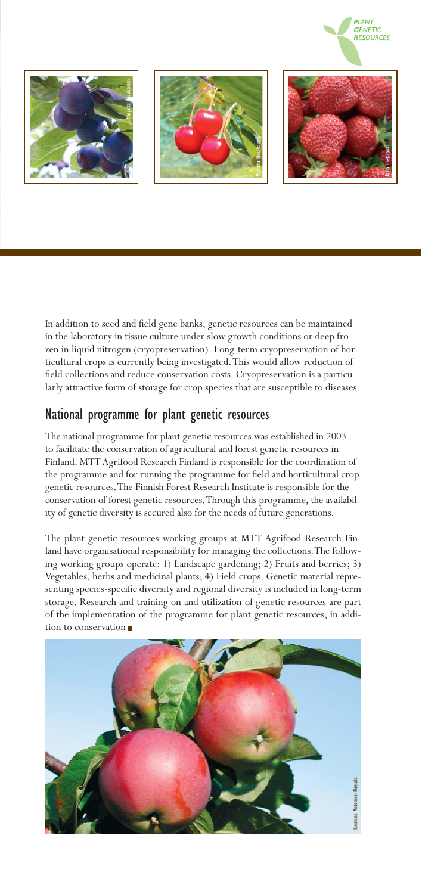In addition to seed and field gene banks, genetic resources can be maintained in the laboratory in tissue culture under slow growth conditions or deep frozen in liquid nitrogen (cryopreservation). Long-term cryopreservation of horticultural crops is currently being investigated. This would allow reduction of field collections and reduce conservation costs. Cryopreservation is a particularly attractive form of storage for crop species that are susceptible to diseases.

## National programme for plant genetic resources

The national programme for plant genetic resources was established in 2003 to facilitate the conservation of agricultural and forest genetic resources in Finland. MTT Agrifood Research Finland is responsible for the coordination of the programme and for running the programme for field and horticultural crop genetic resources. The Finnish Forest Research Institute is responsible for the conservation of forest genetic resources. Through this programme, the availability of genetic diversity is secured also for the needs of future generations.

The plant genetic resources working groups at MTT Agrifood Research Finland have organisational responsibility for managing the collections. The following working groups operate: 1) Landscape gardening; 2) Fruits and berries; 3) Vegetables, herbs and medicinal plants; 4) Field crops. Genetic material representing species-specific diversity and regional diversity is included in long-term storage. Research and training on and utilization of genetic resources are part of the implementation of the programme for plant genetic resources, in addition to conservation ■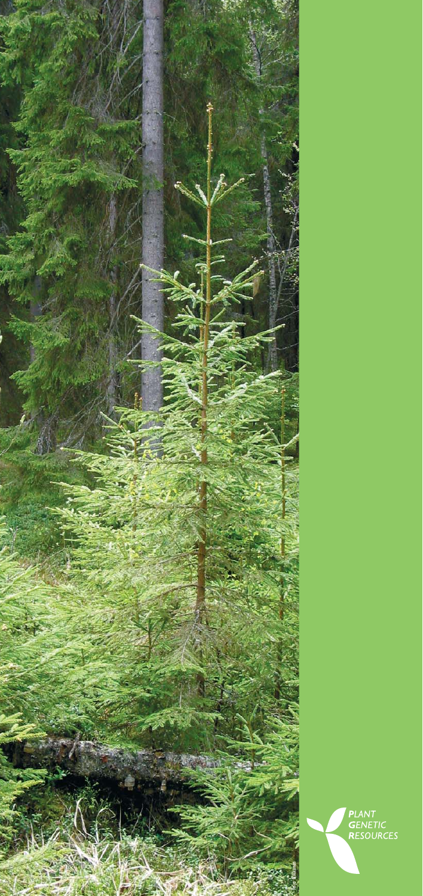PLANT
GENETIC
RESOURCES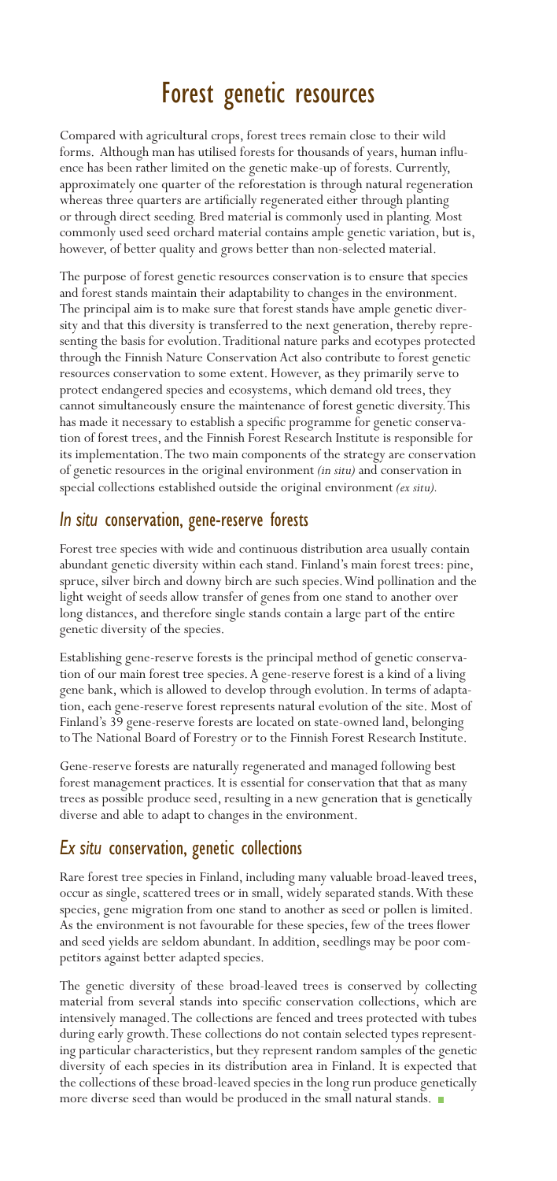# Forest genetic resources

Compared with agricultural crops, forest trees remain close to their wild forms. Although man has utilised forests for thousands of years, human influence has been rather limited on the genetic make-up of forests. Currently, approximately one quarter of the reforestation is through natural regeneration whereas three quarters are artificially regenerated either through planting or through direct seeding. Bred material is commonly used in planting. Most commonly used seed orchard material contains ample genetic variation, but is, however, of better quality and grows better than non-selected material.

The purpose of forest genetic resources conservation is to ensure that species and forest stands maintain their adaptability to changes in the environment. The principal aim is to make sure that forest stands have ample genetic diversity and that this diversity is transferred to the next generation, thereby representing the basis for evolution. Traditional nature parks and ecotypes protected through the Finnish Nature Conservation Act also contribute to forest genetic resources conservation to some extent. However, as they primarily serve to protect endangered species and ecosystems, which demand old trees, they cannot simultaneously ensure the maintenance of forest genetic diversity. This has made it necessary to establish a specific programme for genetic conservation of forest trees, and the Finnish Forest Research Institute is responsible for its implementation. The two main components of the strategy are conservation of genetic resources in the original environment *(in situ)* and conservation in special collections established outside the original environment *(ex situ).*

## *In situ* conservation, gene-reserve forests

Forest tree species with wide and continuous distribution area usually contain abundant genetic diversity within each stand. Finland's main forest trees: pine, spruce, silver birch and downy birch are such species. Wind pollination and the light weight of seeds allow transfer of genes from one stand to another over long distances, and therefore single stands contain a large part of the entire genetic diversity of the species.

Establishing gene-reserve forests is the principal method of genetic conservation of our main forest tree species. A gene-reserve forest is a kind of a living gene bank, which is allowed to develop through evolution. In terms of adaptation, each gene-reserve forest represents natural evolution of the site. Most of Finland's 39 gene-reserve forests are located on state-owned land, belonging to The National Board of Forestry or to the Finnish Forest Research Institute.

Gene-reserve forests are naturally regenerated and managed following best forest management practices. It is essential for conservation that that as many trees as possible produce seed, resulting in a new generation that is genetically diverse and able to adapt to changes in the environment.

## *Ex situ* conservation, genetic collections

Rare forest tree species in Finland, including many valuable broad-leaved trees, occur as single, scattered trees or in small, widely separated stands. With these species, gene migration from one stand to another as seed or pollen is limited. As the environment is not favourable for these species, few of the trees flower and seed yields are seldom abundant. In addition, seedlings may be poor competitors against better adapted species.

The genetic diversity of these broad-leaved trees is conserved by collecting material from several stands into specific conservation collections, which are intensively managed. The collections are fenced and trees protected with tubes during early growth. These collections do not contain selected types representing particular characteristics, but they represent random samples of the genetic diversity of each species in its distribution area in Finland. It is expected that the collections of these broad-leaved species in the long run produce genetically more diverse seed than would be produced in the small natural stands.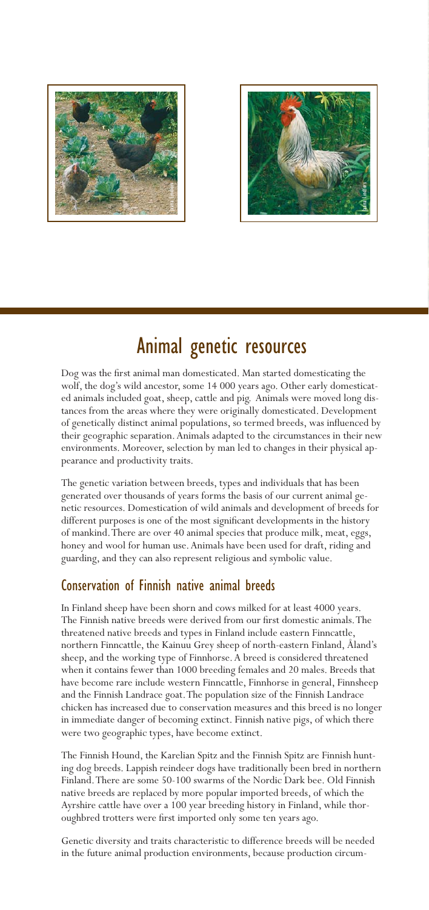# Animal genetic resources

Dog was the first animal man domesticated. Man started domesticating the wolf, the dog's wild ancestor, some 14 000 years ago. Other early domesticated animals included goat, sheep, cattle and pig. Animals were moved long distances from the areas where they were originally domesticated. Development of genetically distinct animal populations, so termed breeds, was influenced by their geographic separation. Animals adapted to the circumstances in their new environments. Moreover, selection by man led to changes in their physical appearance and productivity traits.

The genetic variation between breeds, types and individuals that has been generated over thousands of years forms the basis of our current animal genetic resources. Domestication of wild animals and development of breeds for different purposes is one of the most significant developments in the history of mankind. There are over 40 animal species that produce milk, meat, eggs, honey and wool for human use. Animals have been used for draft, riding and guarding, and they can also represent religious and symbolic value.

## Conservation of Finnish native animal breeds

In Finland sheep have been shorn and cows milked for at least 4000 years. The Finnish native breeds were derived from our first domestic animals. The threatened native breeds and types in Finland include eastern Finncattle, northern Finncattle, the Kainuu Grey sheep of north-eastern Finland, Åland's sheep, and the working type of Finnhorse. A breed is considered threatened when it contains fewer than 1000 breeding females and 20 males. Breeds that have become rare include western Finncattle, Finnhorse in general, Finnsheep and the Finnish Landrace goat. The population size of the Finnish Landrace chicken has increased due to conservation measures and this breed is no longer in immediate danger of becoming extinct. Finnish native pigs, of which there were two geographic types, have become extinct.

The Finnish Hound, the Karelian Spitz and the Finnish Spitz are Finnish hunting dog breeds. Lappish reindeer dogs have traditionally been bred in northern Finland. There are some 50-100 swarms of the Nordic Dark bee. Old Finnish native breeds are replaced by more popular imported breeds, of which the Ayrshire cattle have over a 100 year breeding history in Finland, while thoroughbred trotters were first imported only some ten years ago.

Genetic diversity and traits characteristic to difference breeds will be needed in the future animal production environments, because production circum-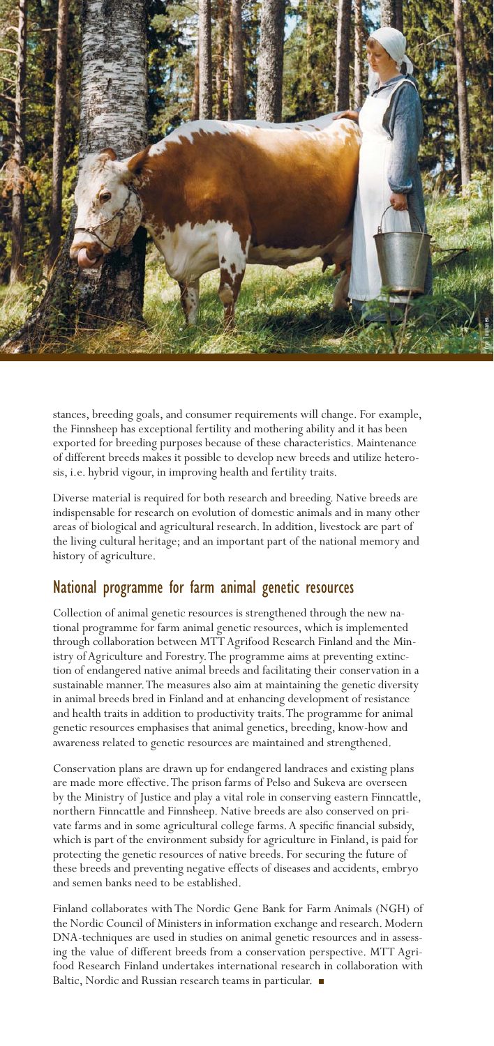stances, breeding goals, and consumer requirements will change. For example, the Finnsheep has exceptional fertility and mothering ability and it has been exported for breeding purposes because of these characteristics. Maintenance of different breeds makes it possible to develop new breeds and utilize heterosis, i.e. hybrid vigour, in improving health and fertility traits.

Diverse material is required for both research and breeding. Native breeds are indispensable for research on evolution of domestic animals and in many other areas of biological and agricultural research. In addition, livestock are part of the living cultural heritage; and an important part of the national memory and history of agriculture.

## National programme for farm animal genetic resources

Collection of animal genetic resources is strengthened through the new national programme for farm animal genetic resources, which is implemented through collaboration between MTT Agrifood Research Finland and the Ministry of Agriculture and Forestry. The programme aims at preventing extinction of endangered native animal breeds and facilitating their conservation in a sustainable manner. The measures also aim at maintaining the genetic diversity in animal breeds bred in Finland and at enhancing development of resistance and health traits in addition to productivity traits. The programme for animal genetic resources emphasises that animal genetics, breeding, know-how and awareness related to genetic resources are maintained and strengthened.

Conservation plans are drawn up for endangered landraces and existing plans are made more effective. The prison farms of Pelso and Sukeva are overseen by the Ministry of Justice and play a vital role in conserving eastern Finncattle, northern Finncattle and Finnsheep. Native breeds are also conserved on private farms and in some agricultural college farms. A specific financial subsidy, which is part of the environment subsidy for agriculture in Finland, is paid for protecting the genetic resources of native breeds. For securing the future of these breeds and preventing negative effects of diseases and accidents, embryo and semen banks need to be established.

Finland collaborates with The Nordic Gene Bank for Farm Animals (NGH) of the Nordic Council of Ministers in information exchange and research. Modern DNA-techniques are used in studies on animal genetic resources and in assessing the value of different breeds from a conservation perspective. MTT Agrifood Research Finland undertakes international research in collaboration with Baltic, Nordic and Russian research teams in particular. ■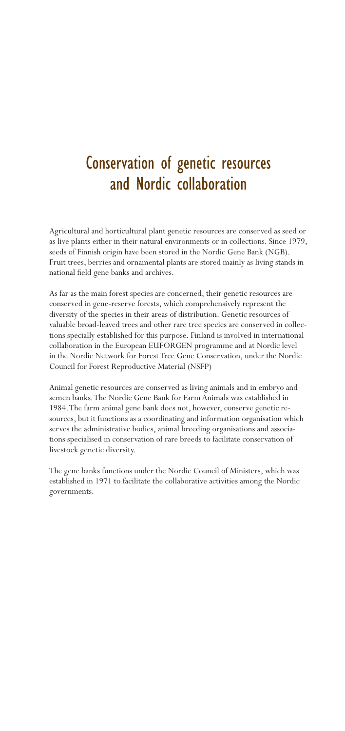# Conservation of genetic resources and Nordic collaboration

Agricultural and horticultural plant genetic resources are conserved as seed or as live plants either in their natural environments or in collections. Since 1979, seeds of Finnish origin have been stored in the Nordic Gene Bank (NGB). Fruit trees, berries and ornamental plants are stored mainly as living stands in national field gene banks and archives.

As far as the main forest species are concerned, their genetic resources are conserved in gene-reserve forests, which comprehensively represent the diversity of the species in their areas of distribution. Genetic resources of valuable broad-leaved trees and other rare tree species are conserved in collections specially established for this purpose. Finland is involved in international collaboration in the European EUFORGEN programme and at Nordic level in the Nordic Network for Forest Tree Gene Conservation, under the Nordic Council for Forest Reproductive Material (NSFP)

Animal genetic resources are conserved as living animals and in embryo and semen banks. The Nordic Gene Bank for Farm Animals was established in 1984. The farm animal gene bank does not, however, conserve genetic resources, but it functions as a coordinating and information organisation which serves the administrative bodies, animal breeding organisations and associations specialised in conservation of rare breeds to facilitate conservation of livestock genetic diversity.

The gene banks functions under the Nordic Council of Ministers, which was established in 1971 to facilitate the collaborative activities among the Nordic governments.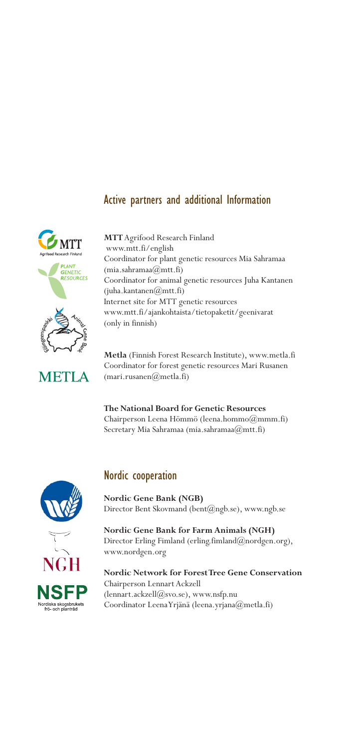## Active partners and additional Information

**MTT** Agrifood Research Finland
www.mtt.fi/english
Coordinator for plant genetic resources Mia Sahramaa (mia.sahramaa@mtt.fi)
Coordinator for animal genetic resources Juha Kantanen (juha.kantanen@mtt.fi)
Internet site for MTT genetic resources www.mtt.fi/ajankohtaista/tietopaketit/geenivarat (only in finnish)

**Metla** (Finnish Forest Research Institute), www.metla.fi
Coordinator for forest genetic resources Mari Rusanen (mari.rusanen@metla.fi)

**The National Board for Genetic Resources**
Chairperson Leena Hömmö (leena.hommo@mmm.fi)
Secretary Mia Sahramaa (mia.sahramaa@mtt.fi)

## Nordic cooperation

**Nordic Gene Bank (NGB)**
Director Bent Skovmand (bent@ngb.se), www.ngb.se

**Nordic Gene Bank for Farm Animals (NGH)**
Director Erling Fimland (erling.fimland@nordgen.org), www.nordgen.org

**Nordic Network for Forest Tree Gene Conservation**
Chairperson Lennart Ackzell (lennart.ackzell@svo.se), www.nsfp.nu
Coordinator Leena Yrjänä (leena.yrjana@metla.fi)